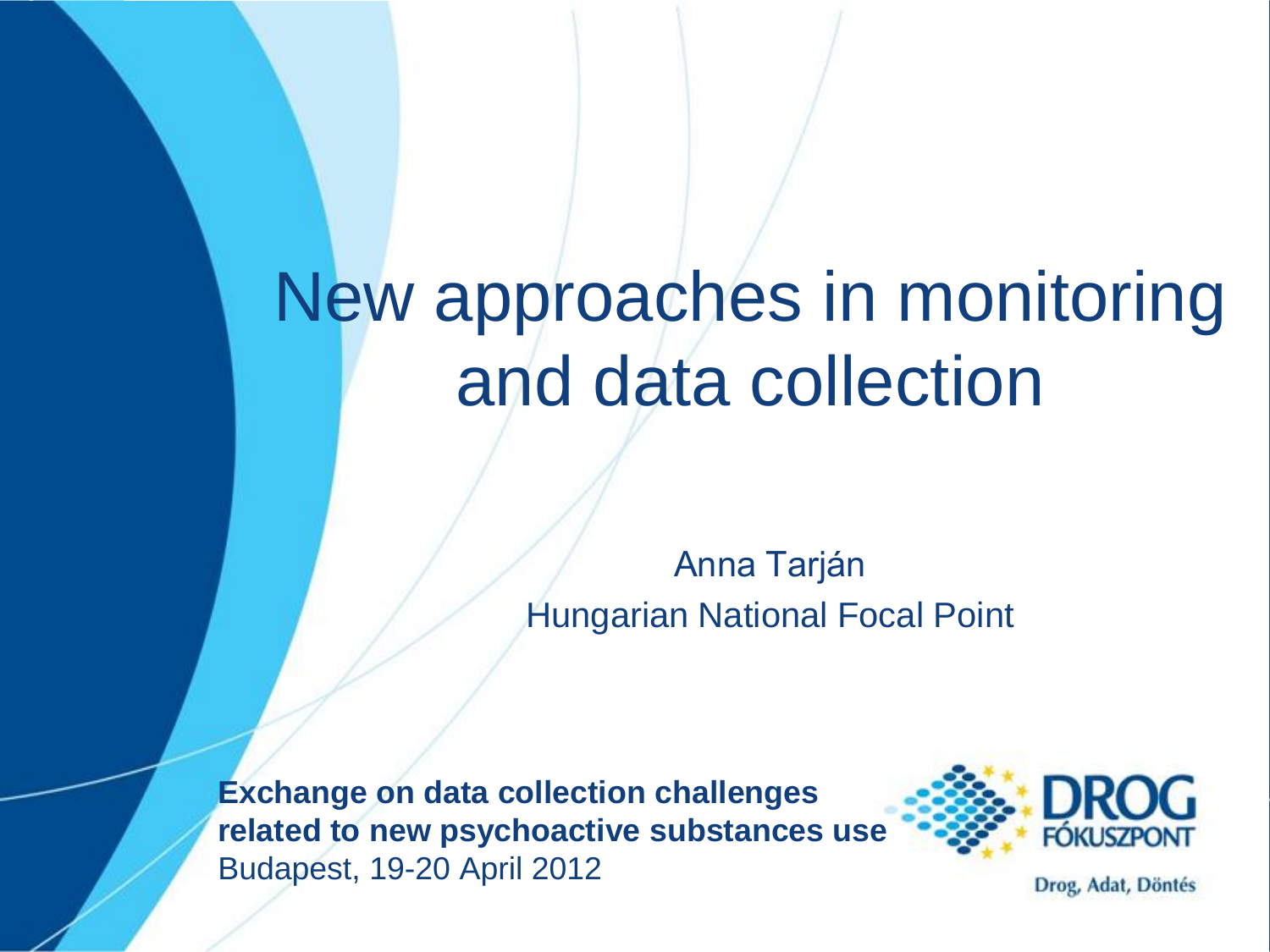# New approaches in monitoring and data collection

Anna Tarján

Hungarian National Focal Point

**Exchange on data collection challenges related to new psychoactive substances use**

Budapest, 19-20 April 2012

DROG FÓKUSZPONT

Drog, Adat, Döntés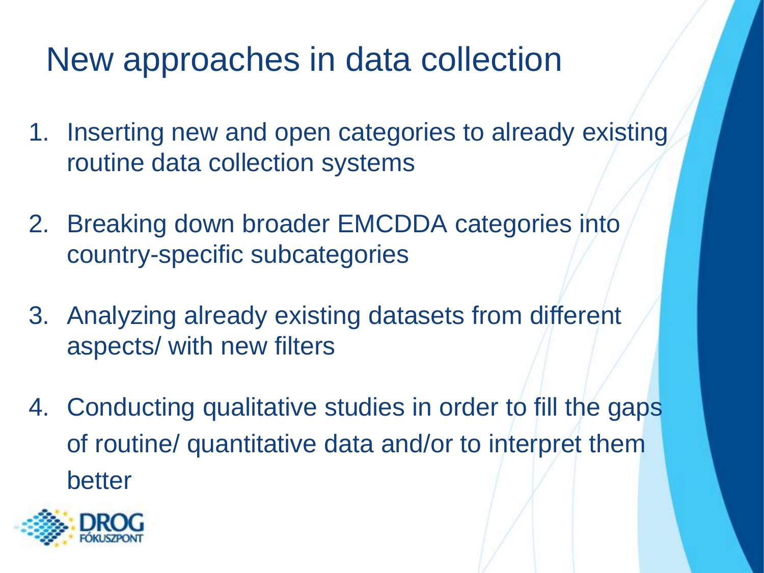# New approaches in data collection

1. Inserting new and open categories to already existing routine data collection systems
2. Breaking down broader EMCDDA categories into country-specific subcategories
3. Analyzing already existing datasets from different aspects/ with new filters
4. Conducting qualitative studies in order to fill the gaps of routine/ quantitative data and/or to interpret them better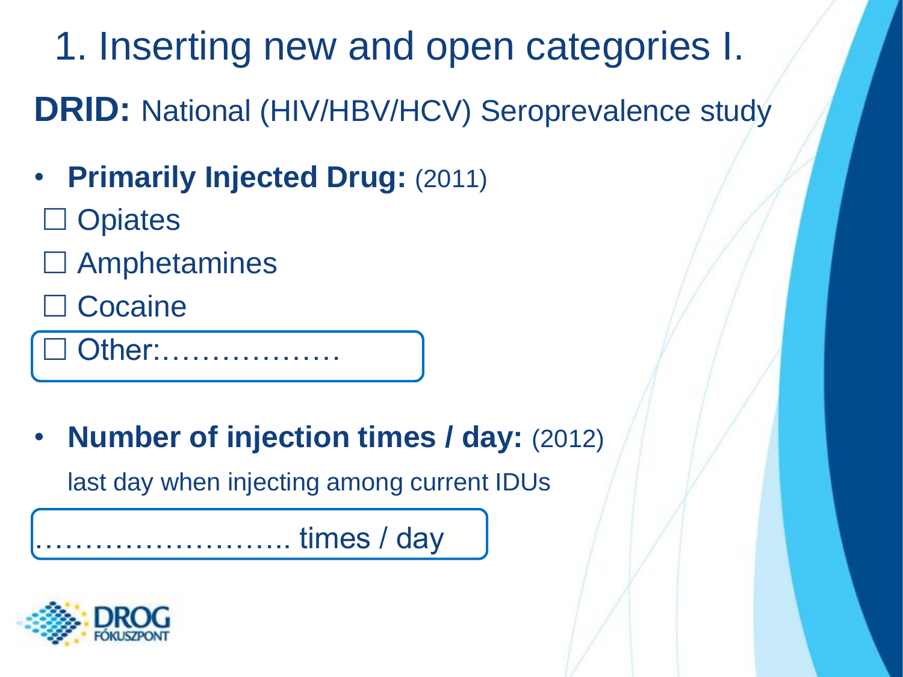# 1. Inserting new and open categories I.

**DRID:** National (HIV/HBV/HCV) Seroprevalence study

- **Primarily Injected Drug:** (2011)

☐ Opiates

☐ Amphetamines

☐ Cocaine

☐ Other:………………

- **Number of injection times / day:** (2012)

  last day when injecting among current IDUs

…………………….. times / day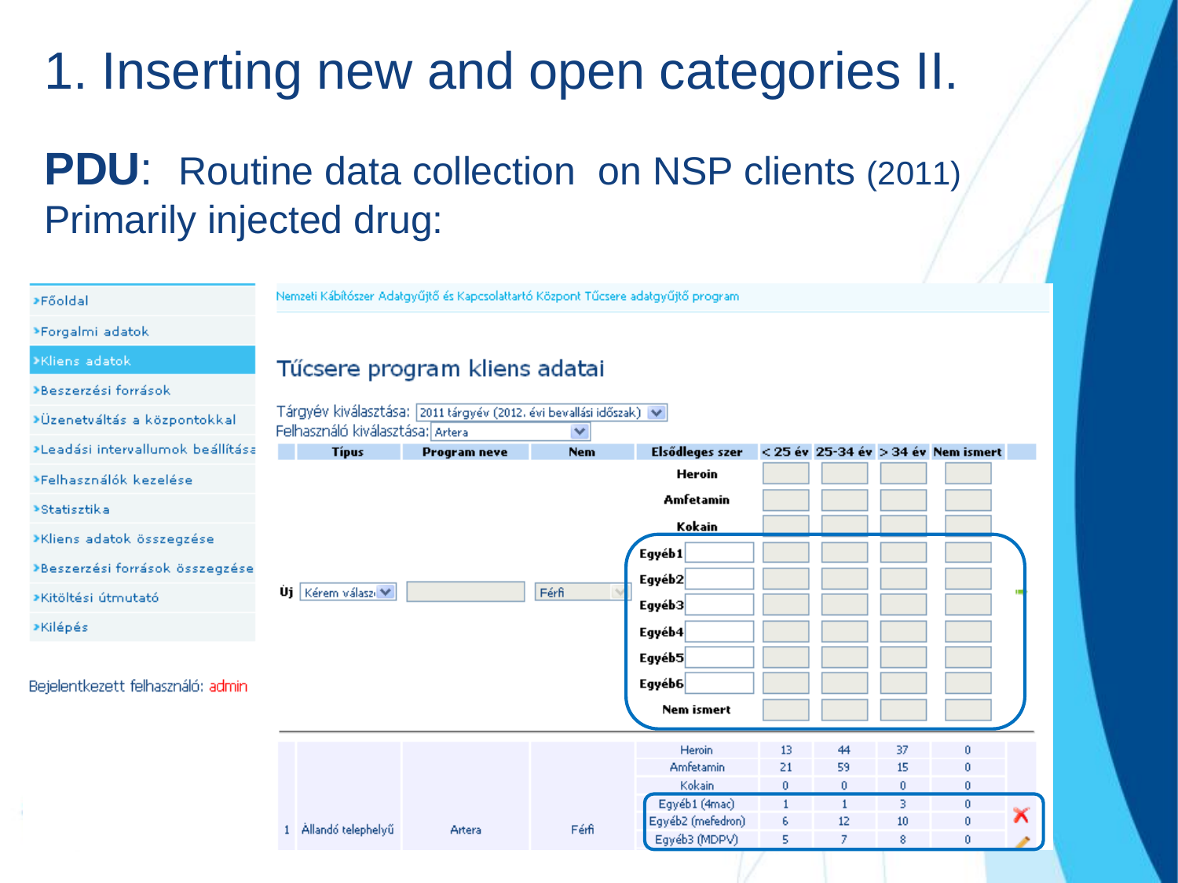# 1. Inserting new and open categories II.

**PDU**: Routine data collection on NSP clients (2011)
Primarily injected drug:

- Főoldal
- Forgalmi adatok
- Kliens adatok
- Beszerzési források
- Üzenetváltás a központokkal
- Leadási intervallumok beállítása
- Felhasználók kezelése
- Statisztika
- Kliens adatok összegzése
- Beszerzési források összegzése
- Kitöltési útmutató
- Kilépés

Bejelentkezett felhasználó: admin

Nemzeti Kábítószer Adatgyűjtő és Kapcsolattartó Központ Tűcsere adatgyűjtő program

## Tűcsere program kliens adatai

Tárgyév kiválasztása: 2011 tárgyév (2012. évi bevallási időszak)
Felhasználó kiválasztása: Artera

| | Típus | Program neve | Nem | Elsődleges szer | < 25 év | 25-34 év | > 34 év | Nem ismert |
|---|---|---|---|---|---|---|---|---|
| Új | Kérem válasz | | Férfi | Heroin | | | | |
| | | | | Amfetamin | | | | |
| | | | | Kokain | | | | |
| | | | | Egyéb1 | | | | |
| | | | | Egyéb2 | | | | |
| | | | | Egyéb3 | | | | |
| | | | | Egyéb4 | | | | |
| | | | | Egyéb5 | | | | |
| | | | | Egyéb6 | | | | |
| | | | | Nem ismert | | | | |
| 1 | Állandó telephelyű | Artera | Férfi | Heroin | 13 | 44 | 37 | 0 |
| | | | | Amfetamin | 21 | 59 | 15 | 0 |
| | | | | Kokain | 0 | 0 | 0 | 0 |
| | | | | Egyéb1 (4mac) | 1 | 1 | 3 | 0 |
| | | | | Egyéb2 (mefedron) | 6 | 12 | 10 | 0 |
| | | | | Egyéb3 (MDPV) | 5 | 7 | 8 | 0 |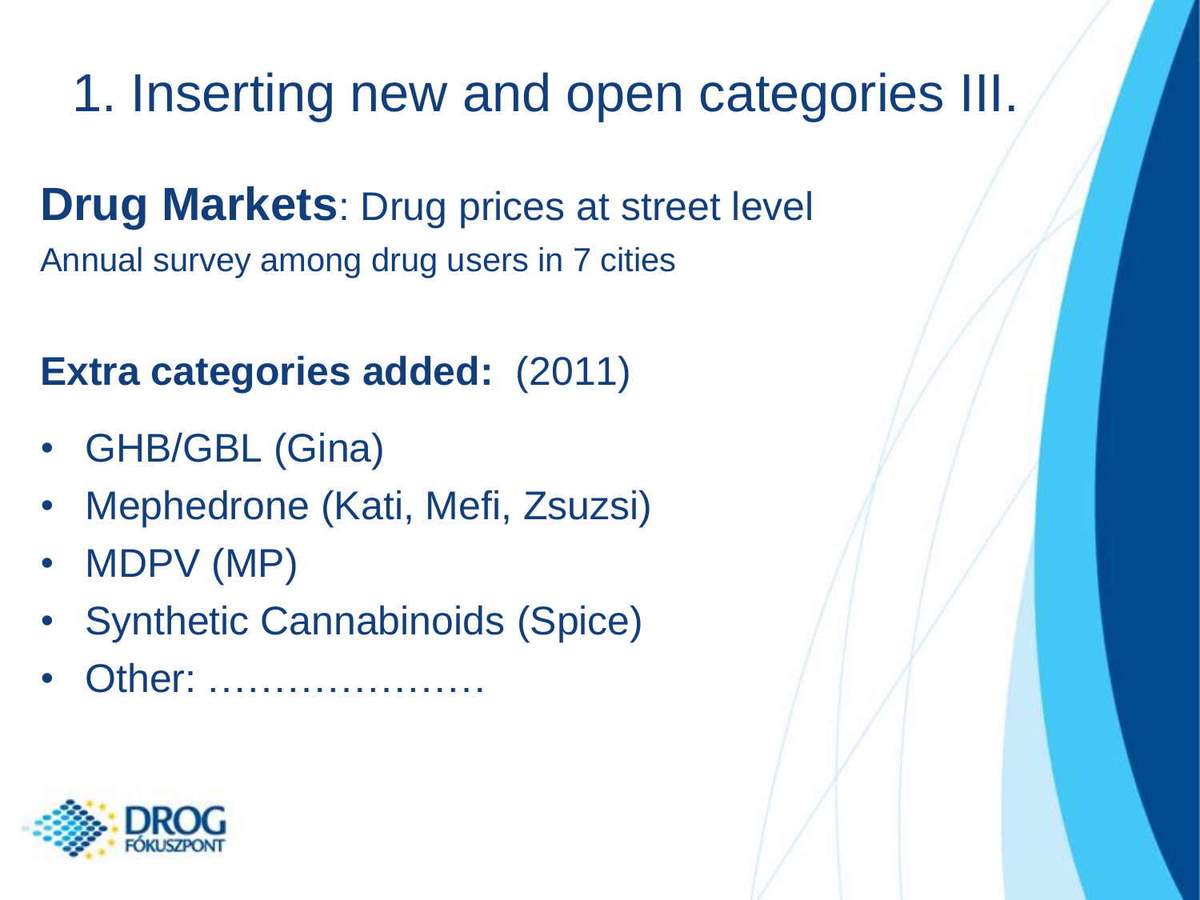# 1. Inserting new and open categories III.

**Drug Markets**: Drug prices at street level

Annual survey among drug users in 7 cities

**Extra categories added:** (2011)

- GHB/GBL (Gina)
- Mephedrone (Kati, Mefi, Zsuzsi)
- MDPV (MP)
- Synthetic Cannabinoids (Spice)
- Other: …………………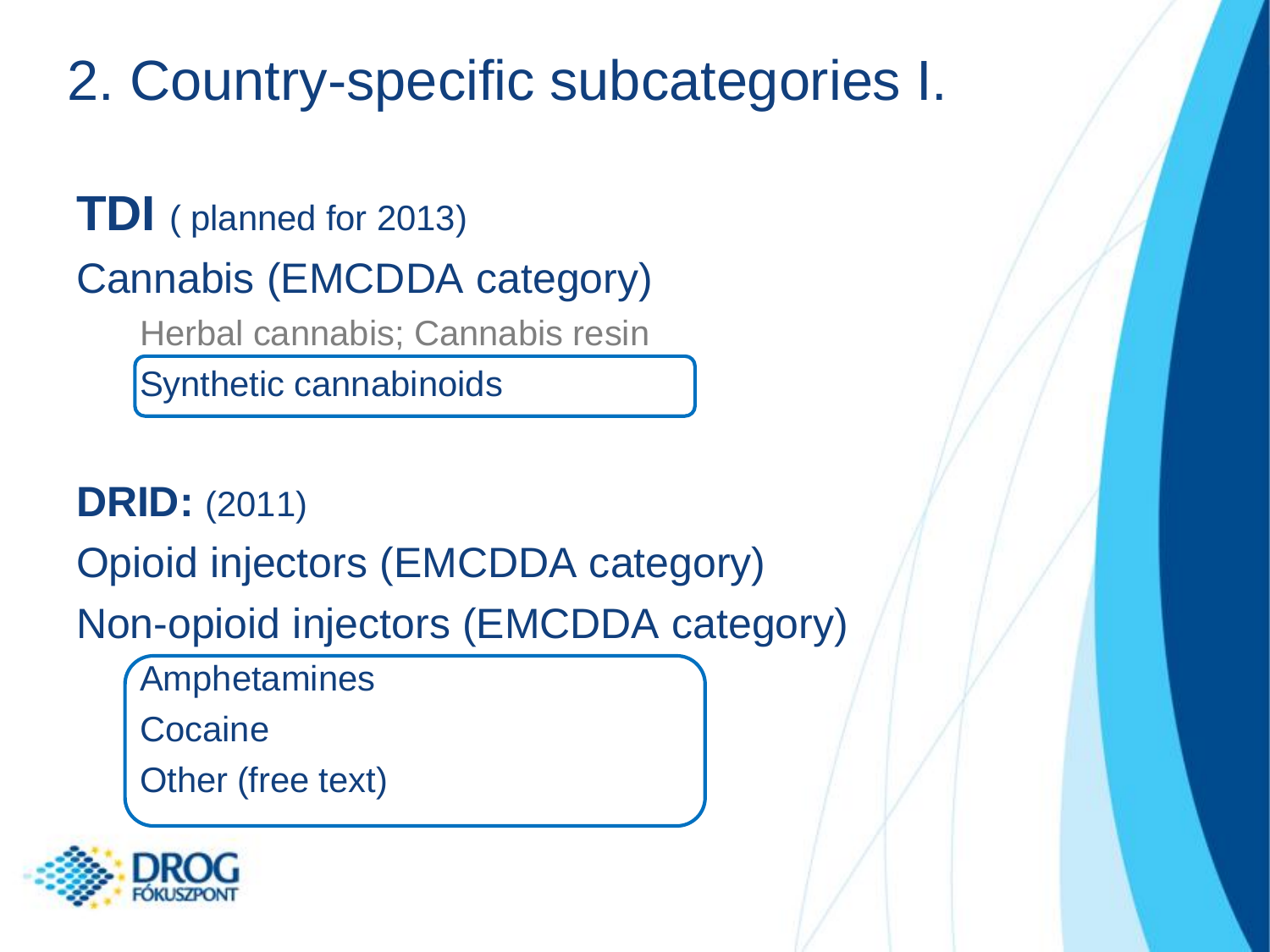# 2. Country-specific subcategories I.

**TDI** ( planned for 2013)

Cannabis (EMCDDA category)

- Herbal cannabis; Cannabis resin
- Synthetic cannabinoids

**DRID:** (2011)

Opioid injectors (EMCDDA category)

Non-opioid injectors (EMCDDA category)

- Amphetamines
- Cocaine
- Other (free text)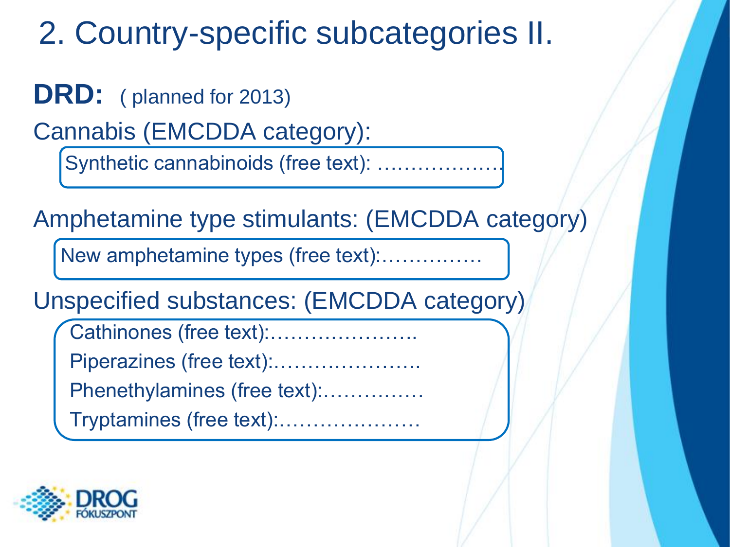# 2. Country-specific subcategories II.

**DRD:** ( planned for 2013)

Cannabis (EMCDDA category):

- Synthetic cannabinoids (free text): ………………

Amphetamine type stimulants: (EMCDDA category)

- New amphetamine types (free text):……………

Unspecified substances: (EMCDDA category)

- Cathinones (free text):………………….
- Piperazines (free text):………………….
- Phenethylamines (free text):……………
- Tryptamines (free text):…………………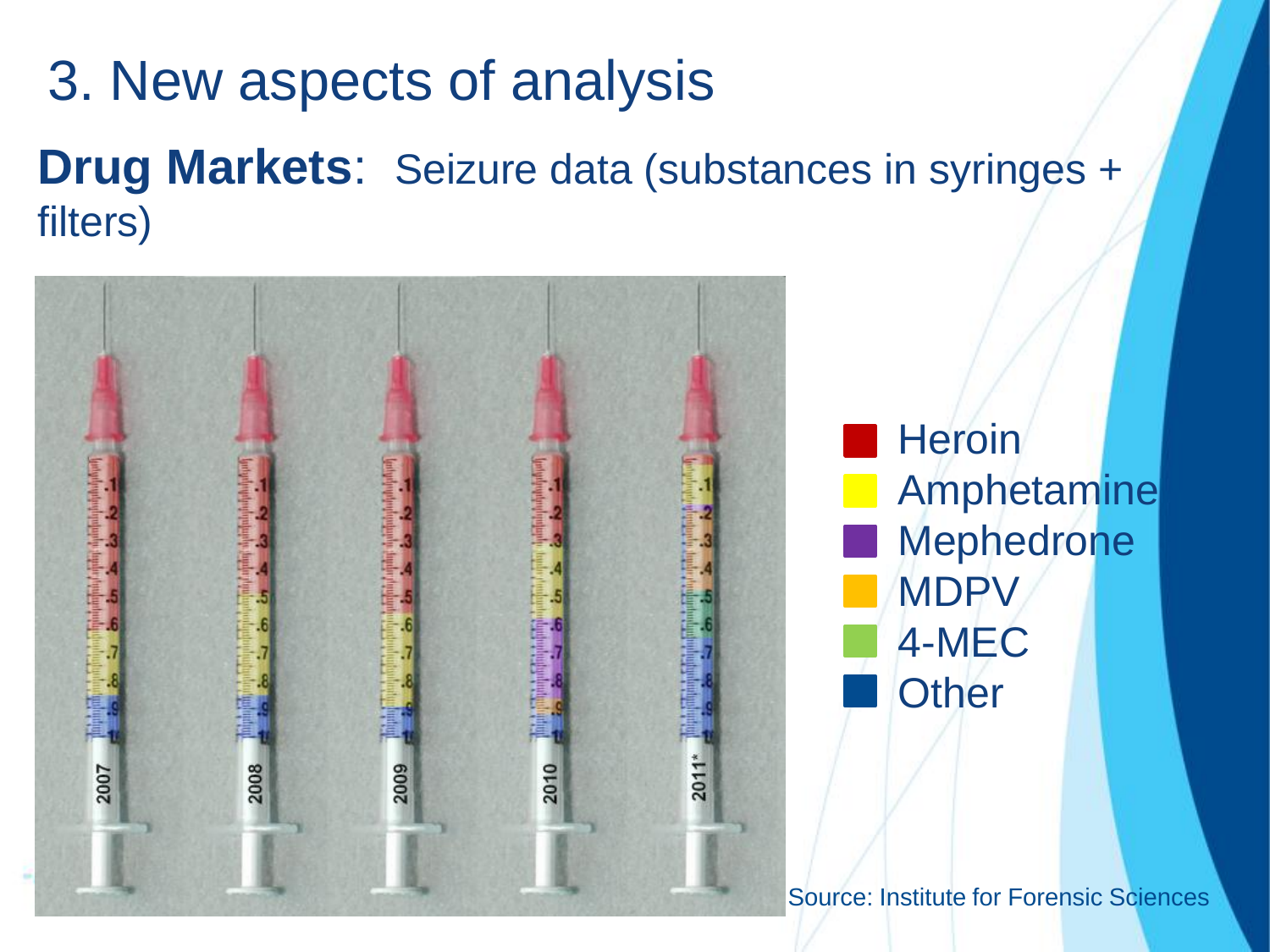# 3. New aspects of analysis

**Drug Markets**: Seizure data (substances in syringes + filters)

- Heroin
- Amphetamine
- Mephedrone
- MDPV
- 4-MEC
- Other

Source: Institute for Forensic Sciences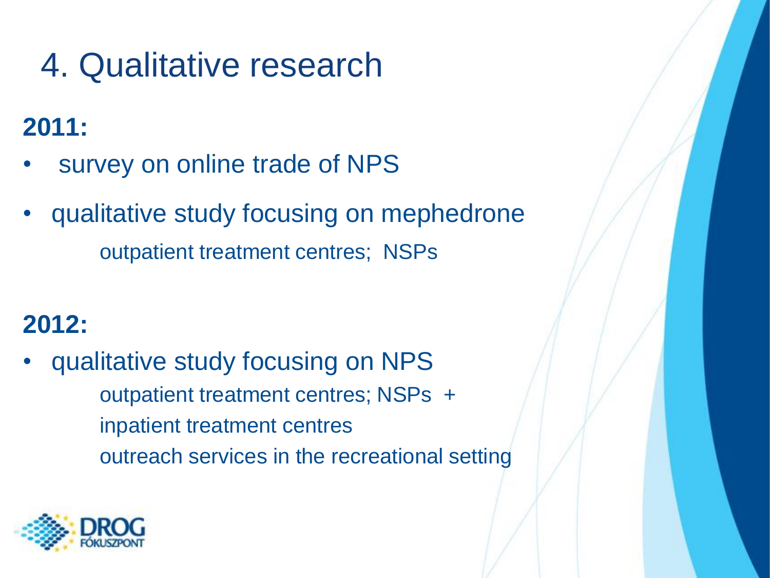# 4. Qualitative research

**2011:**

- survey on online trade of NPS
- qualitative study focusing on mephedrone
  - outpatient treatment centres; NSPs

**2012:**

- qualitative study focusing on NPS
  - outpatient treatment centres; NSPs +
  - inpatient treatment centres
  - outreach services in the recreational setting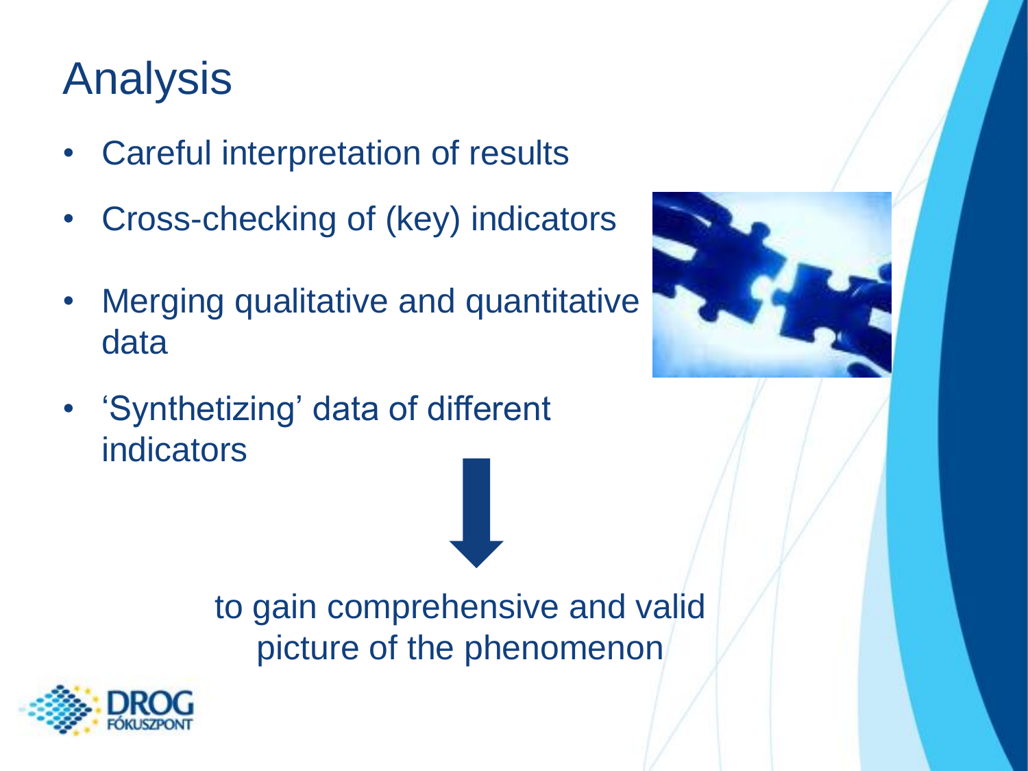# Analysis

- Careful interpretation of results
- Cross-checking of (key) indicators
- Merging qualitative and quantitative data
- 'Synthetizing' data of different indicators

to gain comprehensive and valid picture of the phenomenon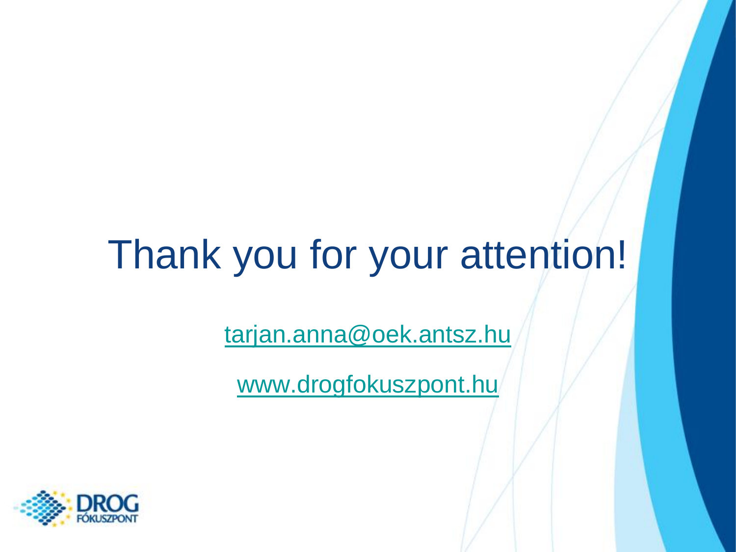# Thank you for your attention!

tarjan.anna@oek.antsz.hu

www.drogfokuszpont.hu

DROG FÓKUSZPONT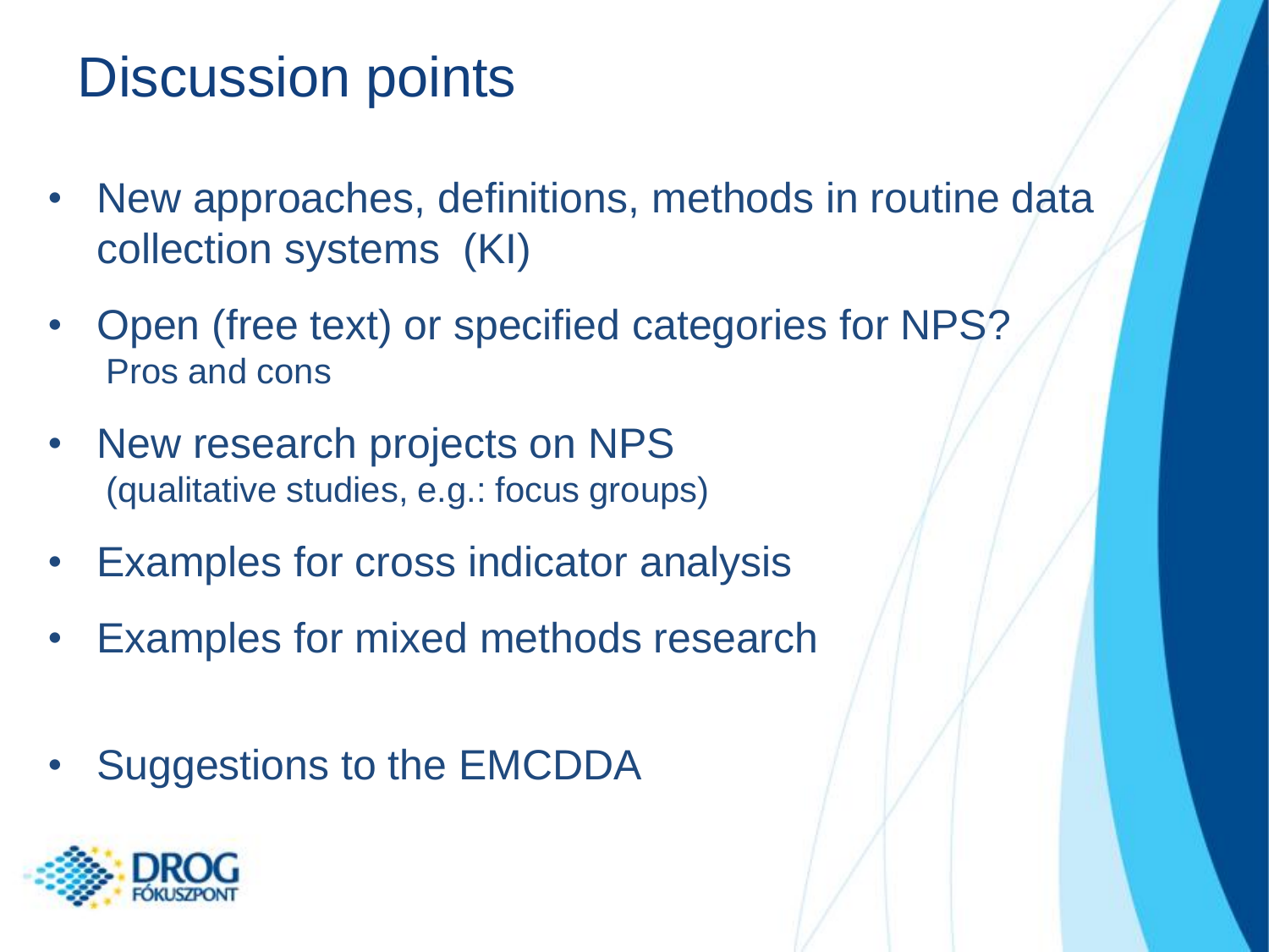# Discussion points

- New approaches, definitions, methods in routine data collection systems (KI)
- Open (free text) or specified categories for NPS?
  Pros and cons
- New research projects on NPS
  (qualitative studies, e.g.: focus groups)
- Examples for cross indicator analysis
- Examples for mixed methods research
- Suggestions to the EMCDDA

DROG FÓKUSZPONT